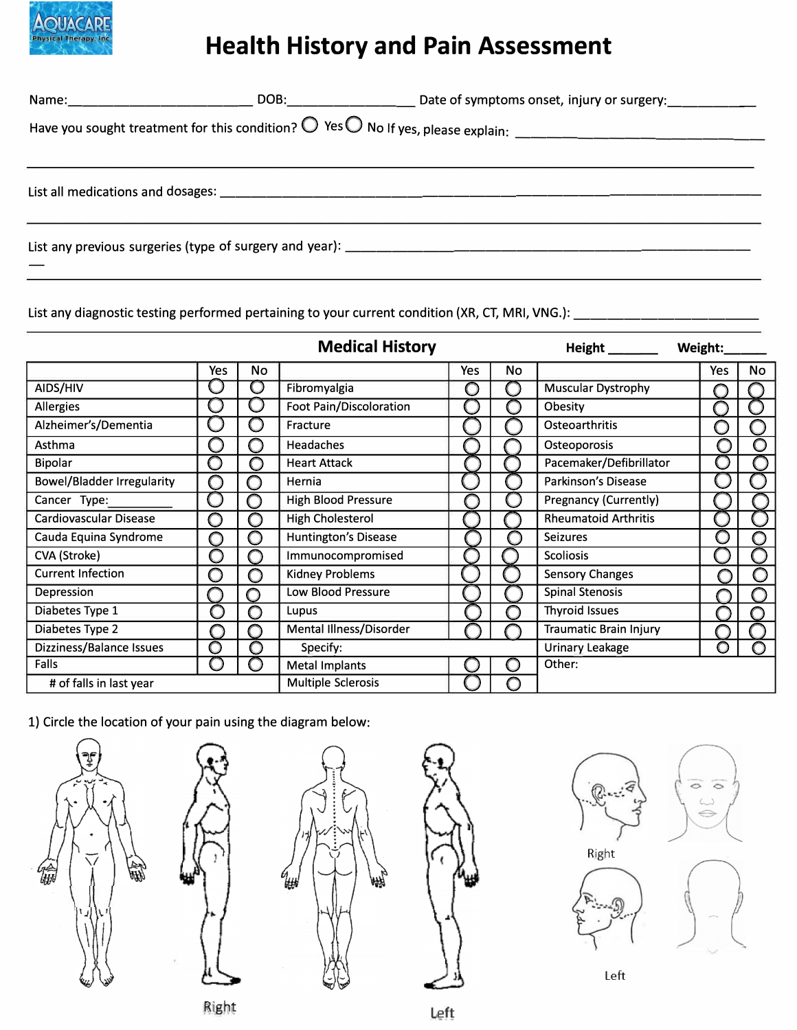AQUACARE Physical Therapy, Inc.

# Health History and Pain Assessment

Name:_________________________ DOB:_________________ Date of symptoms onset, injury or surgery:____________

Have you sought treatment for this condition? ◯ Yes ◯ No If yes, please explain: ______________________________

______________________________________________________________________________

List all medications and dosages: ____________________________________________________________

______________________________________________________________________________

List any previous surgeries (type of surgery and year): ____________________________________________

______________________________________________________________________________

List any diagnostic testing performed pertaining to your current condition (XR, CT, MRI, VNG.): ___________________

______________________________________________________________________________

## Medical History

Height _______ Weight:______

| | Yes | No | | Yes | No | | Yes | No |
|---|---|---|---|---|---|---|---|---|
| AIDS/HIV | ◯ | ◯ | Fibromyalgia | ◯ | ◯ | Muscular Dystrophy | ◯ | ◯ |
| Allergies | ◯ | ◯ | Foot Pain/Discoloration | ◯ | ◯ | Obesity | ◯ | ◯ |
| Alzheimer's/Dementia | ◯ | ◯ | Fracture | ◯ | ◯ | Osteoarthritis | ◯ | ◯ |
| Asthma | ◯ | ◯ | Headaches | ◯ | ◯ | Osteoporosis | ◯ | ◯ |
| Bipolar | ◯ | ◯ | Heart Attack | ◯ | ◯ | Pacemaker/Defibrillator | ◯ | ◯ |
| Bowel/Bladder Irregularity | ◯ | ◯ | Hernia | ◯ | ◯ | Parkinson's Disease | ◯ | ◯ |
| Cancer Type:__________ | ◯ | ◯ | High Blood Pressure | ◯ | ◯ | Pregnancy (Currently) | ◯ | ◯ |
| Cardiovascular Disease | ◯ | ◯ | High Cholesterol | ◯ | ◯ | Rheumatoid Arthritis | ◯ | ◯ |
| Cauda Equina Syndrome | ◯ | ◯ | Huntington's Disease | ◯ | ◯ | Seizures | ◯ | ◯ |
| CVA (Stroke) | ◯ | ◯ | Immunocompromised | ◯ | ◯ | Scoliosis | ◯ | ◯ |
| Current Infection | ◯ | ◯ | Kidney Problems | ◯ | ◯ | Sensory Changes | ◯ | ◯ |
| Depression | ◯ | ◯ | Low Blood Pressure | ◯ | ◯ | Spinal Stenosis | ◯ | ◯ |
| Diabetes Type 1 | ◯ | ◯ | Lupus | ◯ | ◯ | Thyroid Issues | ◯ | ◯ |
| Diabetes Type 2 | ◯ | ◯ | Mental Illness/Disorder | ◯ | ◯ | Traumatic Brain Injury | ◯ | ◯ |
| Dizziness/Balance Issues | ◯ | ◯ | Specify: | | | Urinary Leakage | ◯ | ◯ |
| Falls | ◯ | ◯ | Metal Implants | ◯ | ◯ | Other: | | |
| # of falls in last year | | | Multiple Sclerosis | ◯ | ◯ | | | |

1) Circle the location of your pain using the diagram below:

Right

Left

Right

Left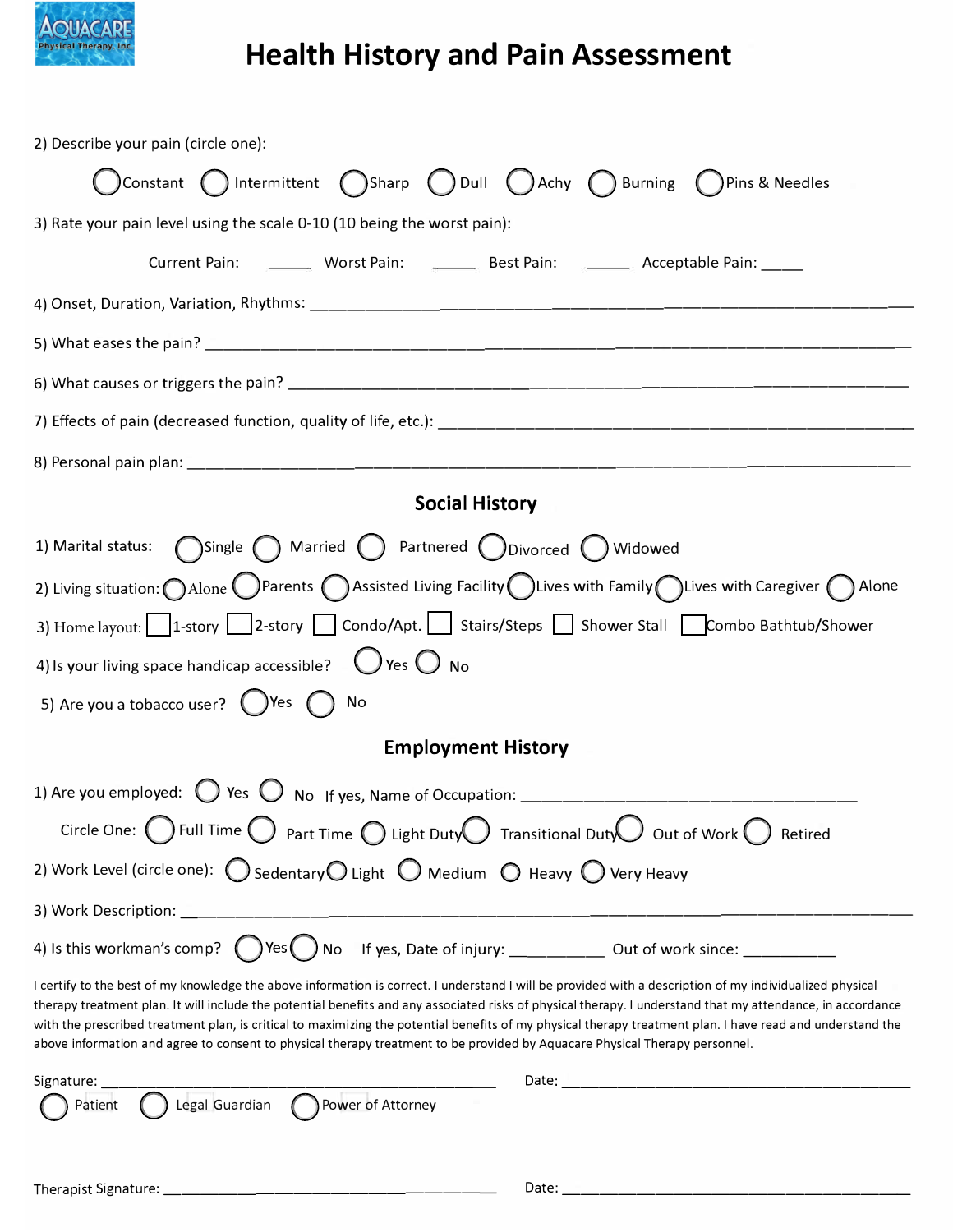# Health History and Pain Assessment

2) Describe your pain (circle one):

○ Constant ○ Intermittent ○ Sharp ○ Dull ○ Achy ○ Burning ○ Pins & Needles

3) Rate your pain level using the scale 0-10 (10 being the worst pain):

Current Pain: _____ Worst Pain: _____ Best Pain: _____ Acceptable Pain: _____

4) Onset, Duration, Variation, Rhythms: ____________________________________________

5) What eases the pain? ____________________________________________

6) What causes or triggers the pain? ____________________________________________

7) Effects of pain (decreased function, quality of life, etc.): ____________________________________________

8) Personal pain plan: ____________________________________________

## Social History

1) Marital status: ○ Single ○ Married ○ Partnered ○ Divorced ○ Widowed

2) Living situation: ○ Alone ○ Parents ○ Assisted Living Facility ○ Lives with Family ○ Lives with Caregiver ○ Alone

3) Home layout: ☐ 1-story ☐ 2-story ☐ Condo/Apt. ☐ Stairs/Steps ☐ Shower Stall ☐ Combo Bathtub/Shower

4) Is your living space handicap accessible? ○ Yes ○ No

5) Are you a tobacco user? ○ Yes ○ No

## Employment History

1) Are you employed: ○ Yes ○ No If yes, Name of Occupation: ____________________________________________

Circle One: ○ Full Time ○ Part Time ○ Light Duty ○ Transitional Duty ○ Out of Work ○ Retired

2) Work Level (circle one): ○ Sedentary ○ Light ○ Medium ○ Heavy ○ Very Heavy

3) Work Description: ____________________________________________

4) Is this workman's comp? ○ Yes ○ No If yes, Date of injury: __________ Out of work since: __________

I certify to the best of my knowledge the above information is correct. I understand I will be provided with a description of my individualized physical therapy treatment plan. It will include the potential benefits and any associated risks of physical therapy. I understand that my attendance, in accordance with the prescribed treatment plan, is critical to maximizing the potential benefits of my physical therapy treatment plan. I have read and understand the above information and agree to consent to physical therapy treatment to be provided by Aquacare Physical Therapy personnel.

Signature: ____________________________________________ Date: ____________________________________________

○ Patient ○ Legal Guardian ○ Power of Attorney

Therapist Signature: ____________________________________________ Date: ____________________________________________